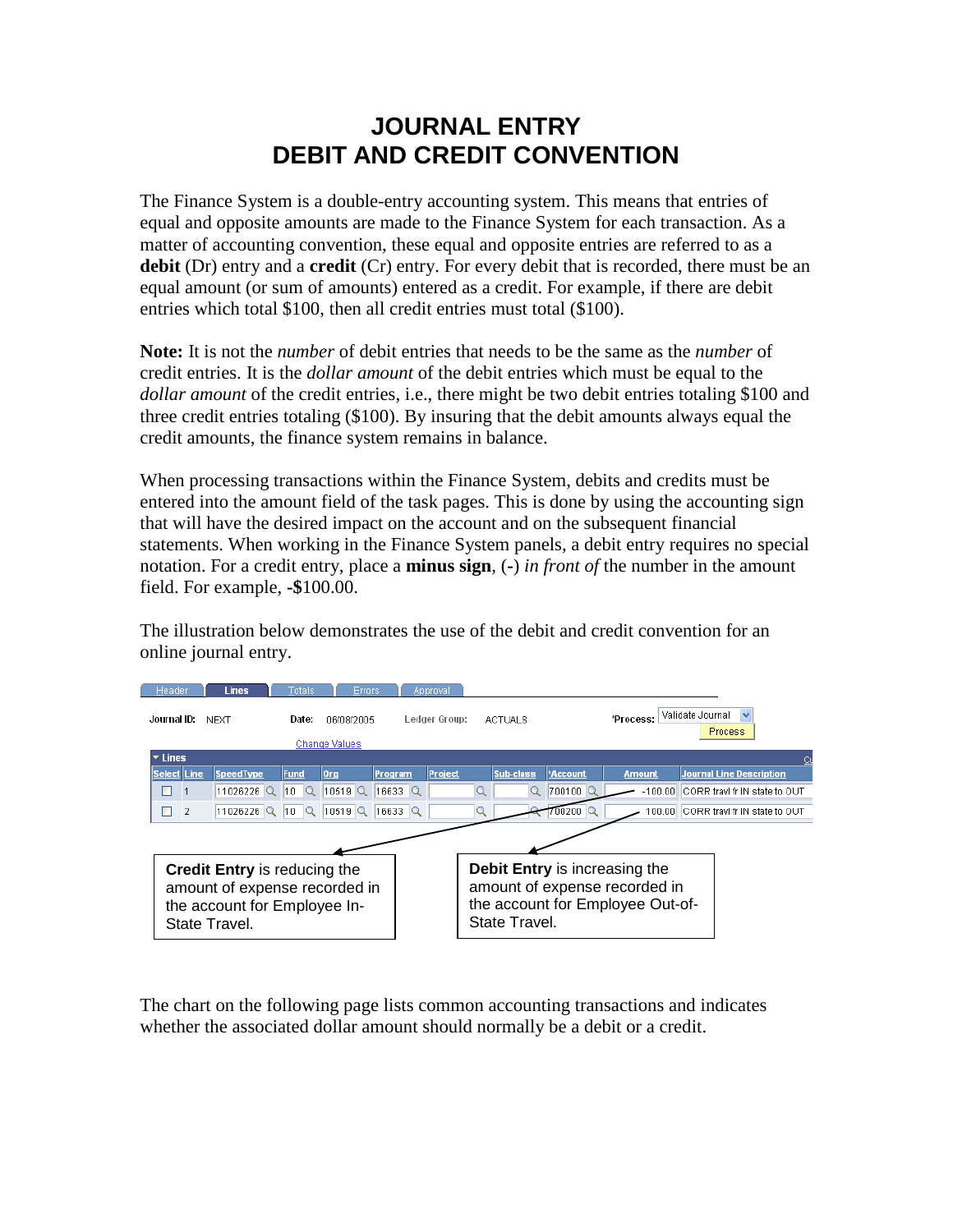# JOURNAL ENTRY
# DEBIT AND CREDIT CONVENTION

The Finance System is a double-entry accounting system. This means that entries of equal and opposite amounts are made to the Finance System for each transaction. As a matter of accounting convention, these equal and opposite entries are referred to as a **debit** (Dr) entry and a **credit** (Cr) entry. For every debit that is recorded, there must be an equal amount (or sum of amounts) entered as a credit. For example, if there are debit entries which total $100, then all credit entries must total ($100).

**Note:** It is not the *number* of debit entries that needs to be the same as the *number* of credit entries. It is the *dollar amount* of the debit entries which must be equal to the *dollar amount* of the credit entries, i.e., there might be two debit entries totaling $100 and three credit entries totaling ($100). By insuring that the debit amounts always equal the credit amounts, the finance system remains in balance.

When processing transactions within the Finance System, debits and credits must be entered into the amount field of the task pages. This is done by using the accounting sign that will have the desired impact on the account and on the subsequent financial statements. When working in the Finance System panels, a debit entry requires no special notation. For a credit entry, place a **minus sign**, (**-**) *in front of* the number in the amount field. For example, **-$**100.00.

The illustration below demonstrates the use of the debit and credit convention for an online journal entry.

Header | **Lines** | Totals | Errors | Approval

Journal ID: NEXT    Date: 06/08/2005    Ledger Group: ACTUALS    *Process: Validate Journal    Process

Change Values

**Lines**

| Select | Line | SpeedType | Fund | Org | Program | Project | Sub-class | *Account | Amount | Journal Line Description |
|---|---|---|---|---|---|---|---|---|---|---|
| ☐ | 1 | 11026226 | 10 | 10519 | 16633 | | | 700100 | -100.00 | CORR travl fr IN state to OUT |
| ☐ | 2 | 11026226 | 10 | 10519 | 16633 | | | 700200 | 100.00 | CORR travl fr IN state to OUT |

**Credit Entry** is reducing the amount of expense recorded in the account for Employee In-State Travel.

**Debit Entry** is increasing the amount of expense recorded in the account for Employee Out-of-State Travel.

The chart on the following page lists common accounting transactions and indicates whether the associated dollar amount should normally be a debit or a credit.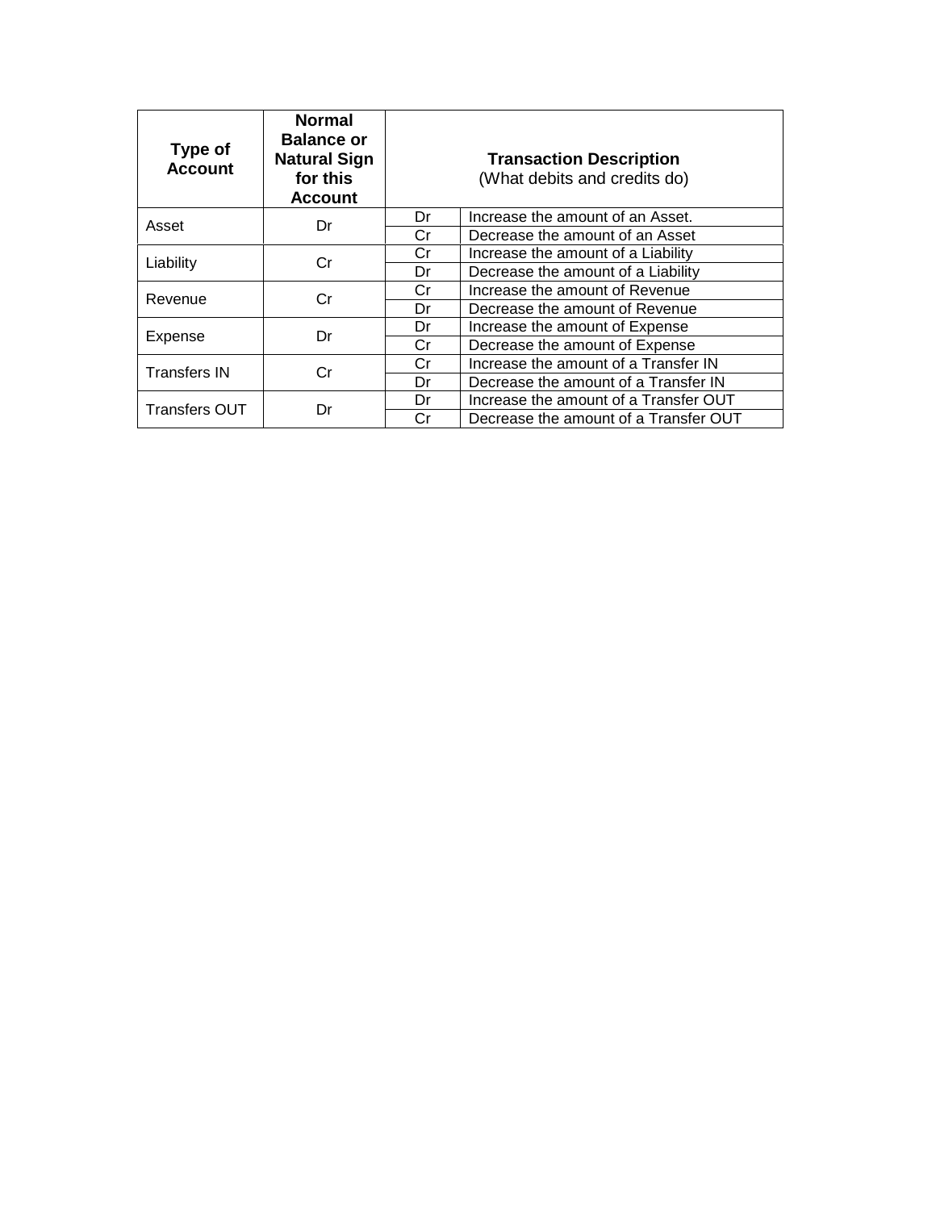| Type of Account | Normal Balance or Natural Sign for this Account | Transaction Description (What debits and credits do) | |
|---|---|---|---|
| Asset | Dr | Dr | Increase the amount of an Asset. |
| | | Cr | Decrease the amount of an Asset |
| Liability | Cr | Cr | Increase the amount of a Liability |
| | | Dr | Decrease the amount of a Liability |
| Revenue | Cr | Cr | Increase the amount of Revenue |
| | | Dr | Decrease the amount of Revenue |
| Expense | Dr | Dr | Increase the amount of Expense |
| | | Cr | Decrease the amount of Expense |
| Transfers IN | Cr | Cr | Increase the amount of a Transfer IN |
| | | Dr | Decrease the amount of a Transfer IN |
| Transfers OUT | Dr | Dr | Increase the amount of a Transfer OUT |
| | | Cr | Decrease the amount of a Transfer OUT |